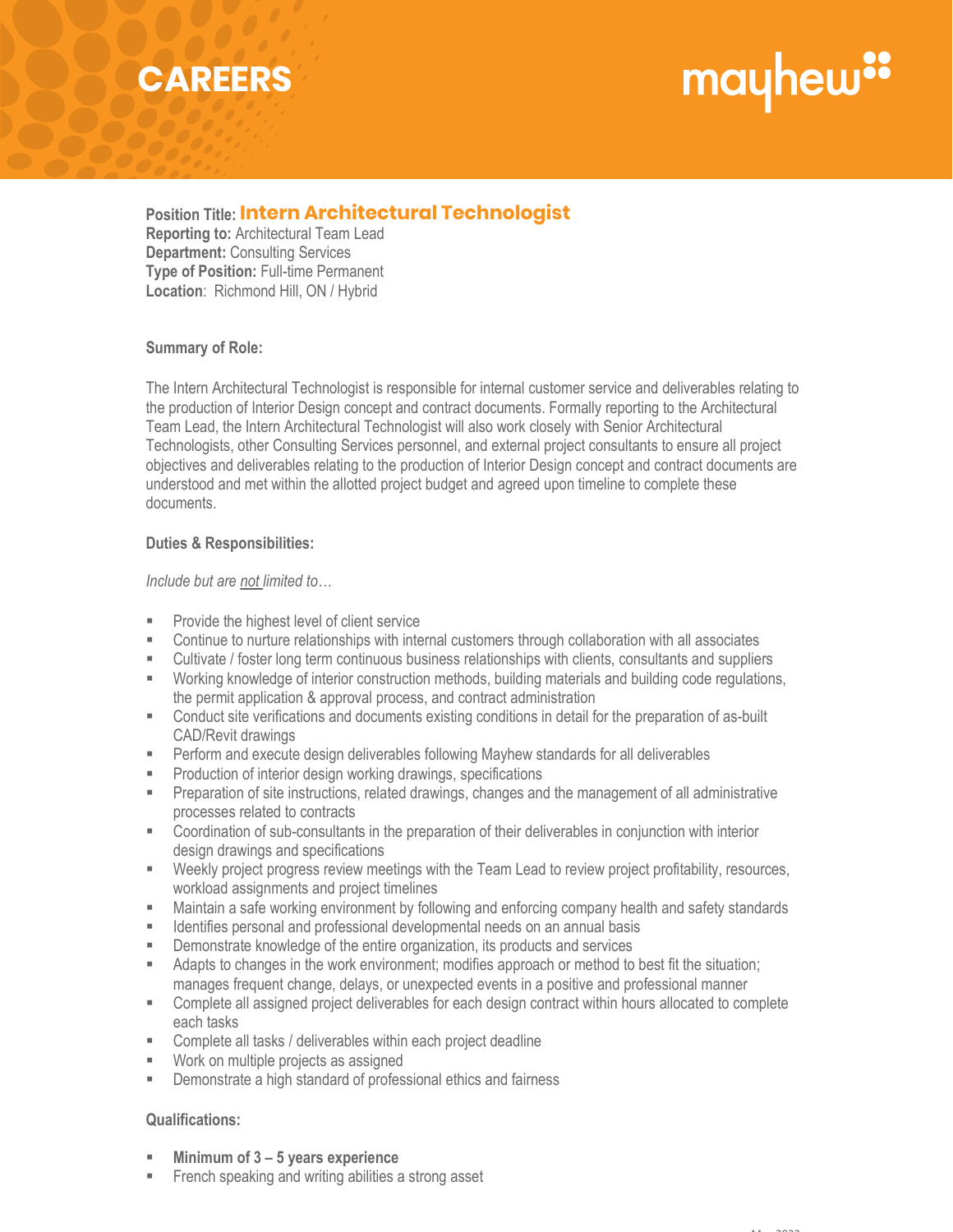# CAREERS

**Position Title: Intern Architectural Technologist**
**Reporting to:** Architectural Team Lead
**Department:** Consulting Services
**Type of Position:** Full-time Permanent
**Location**: Richmond Hill, ON / Hybrid

**Summary of Role:**

The Intern Architectural Technologist is responsible for internal customer service and deliverables relating to the production of Interior Design concept and contract documents. Formally reporting to the Architectural Team Lead, the Intern Architectural Technologist will also work closely with Senior Architectural Technologists, other Consulting Services personnel, and external project consultants to ensure all project objectives and deliverables relating to the production of Interior Design concept and contract documents are understood and met within the allotted project budget and agreed upon timeline to complete these documents.

**Duties & Responsibilities:**

*Include but are not limited to…*

- Provide the highest level of client service
- Continue to nurture relationships with internal customers through collaboration with all associates
- Cultivate / foster long term continuous business relationships with clients, consultants and suppliers
- Working knowledge of interior construction methods, building materials and building code regulations, the permit application & approval process, and contract administration
- Conduct site verifications and documents existing conditions in detail for the preparation of as-built CAD/Revit drawings
- Perform and execute design deliverables following Mayhew standards for all deliverables
- Production of interior design working drawings, specifications
- Preparation of site instructions, related drawings, changes and the management of all administrative processes related to contracts
- Coordination of sub-consultants in the preparation of their deliverables in conjunction with interior design drawings and specifications
- Weekly project progress review meetings with the Team Lead to review project profitability, resources, workload assignments and project timelines
- Maintain a safe working environment by following and enforcing company health and safety standards
- Identifies personal and professional developmental needs on an annual basis
- Demonstrate knowledge of the entire organization, its products and services
- Adapts to changes in the work environment; modifies approach or method to best fit the situation; manages frequent change, delays, or unexpected events in a positive and professional manner
- Complete all assigned project deliverables for each design contract within hours allocated to complete each tasks
- Complete all tasks / deliverables within each project deadline
- Work on multiple projects as assigned
- Demonstrate a high standard of professional ethics and fairness

**Qualifications:**

- **Minimum of 3 – 5 years experience**
- French speaking and writing abilities a strong asset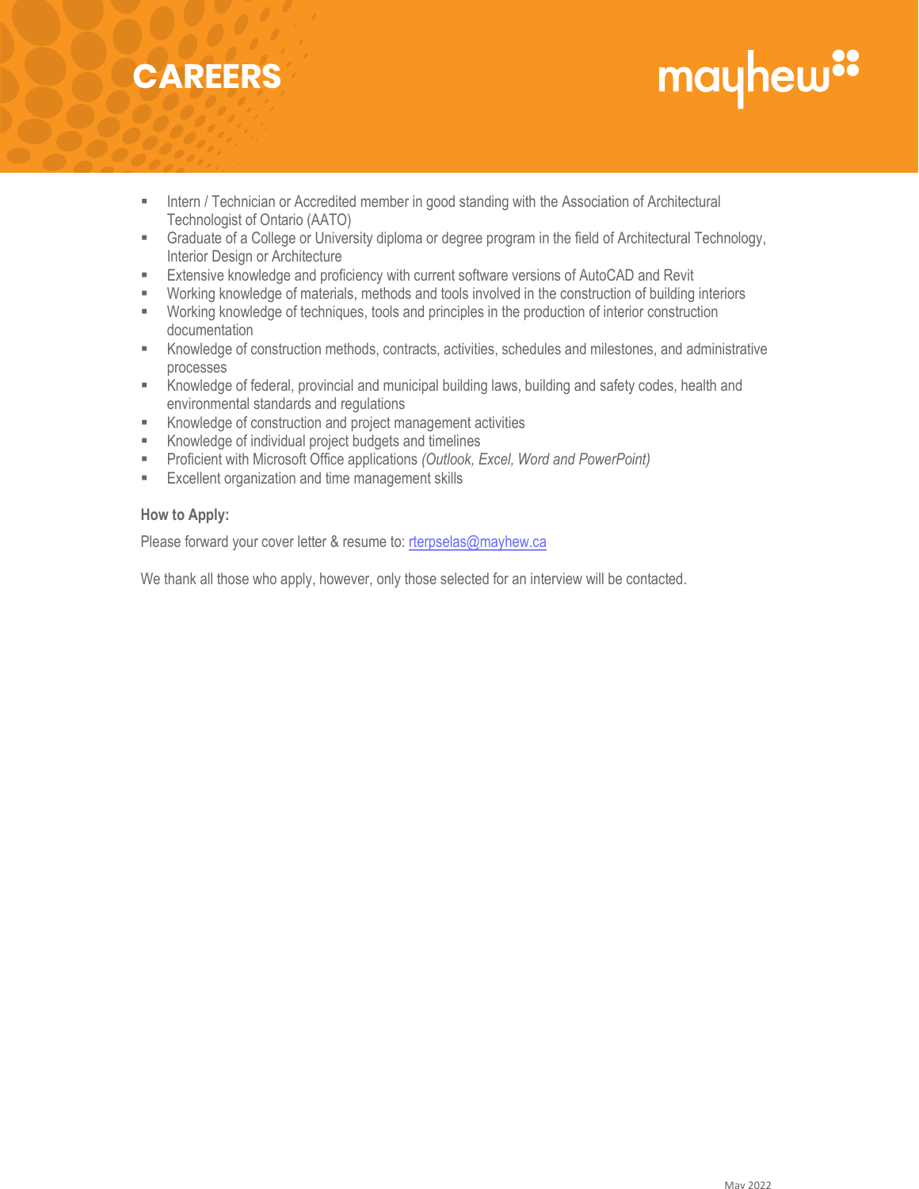# CAREERS

mayhew

- Intern / Technician or Accredited member in good standing with the Association of Architectural Technologist of Ontario (AATO)
- Graduate of a College or University diploma or degree program in the field of Architectural Technology, Interior Design or Architecture
- Extensive knowledge and proficiency with current software versions of AutoCAD and Revit
- Working knowledge of materials, methods and tools involved in the construction of building interiors
- Working knowledge of techniques, tools and principles in the production of interior construction documentation
- Knowledge of construction methods, contracts, activities, schedules and milestones, and administrative processes
- Knowledge of federal, provincial and municipal building laws, building and safety codes, health and environmental standards and regulations
- Knowledge of construction and project management activities
- Knowledge of individual project budgets and timelines
- Proficient with Microsoft Office applications *(Outlook, Excel, Word and PowerPoint)*
- Excellent organization and time management skills

**How to Apply:**

Please forward your cover letter & resume to: rterpselas@mayhew.ca

We thank all those who apply, however, only those selected for an interview will be contacted.

May 2022